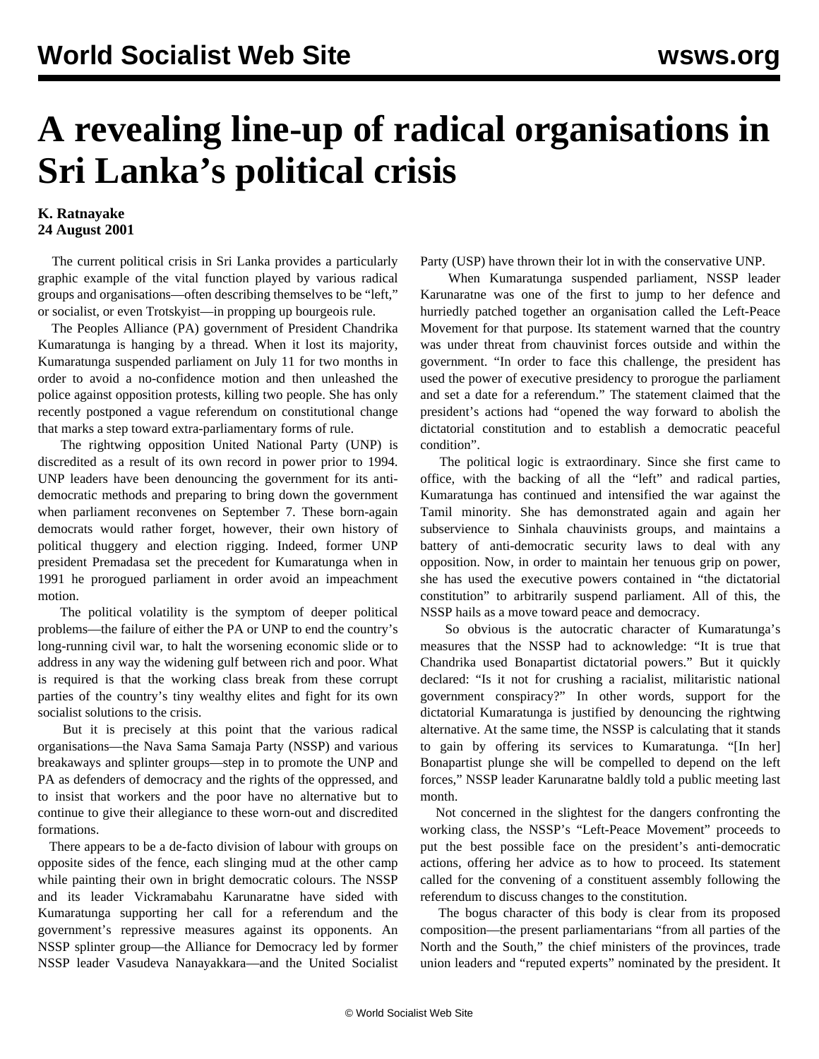# A revealing line-up of radical organisations in Sri Lanka's political crisis

**K. Ratnayake**
**24 August 2001**

The current political crisis in Sri Lanka provides a particularly graphic example of the vital function played by various radical groups and organisations—often describing themselves to be "left," or socialist, or even Trotskyist—in propping up bourgeois rule.

The Peoples Alliance (PA) government of President Chandrika Kumaratunga is hanging by a thread. When it lost its majority, Kumaratunga suspended parliament on July 11 for two months in order to avoid a no-confidence motion and then unleashed the police against opposition protests, killing two people. She has only recently postponed a vague referendum on constitutional change that marks a step toward extra-parliamentary forms of rule.

The rightwing opposition United National Party (UNP) is discredited as a result of its own record in power prior to 1994. UNP leaders have been denouncing the government for its anti-democratic methods and preparing to bring down the government when parliament reconvenes on September 7. These born-again democrats would rather forget, however, their own history of political thuggery and election rigging. Indeed, former UNP president Premadasa set the precedent for Kumaratunga when in 1991 he prorogued parliament in order avoid an impeachment motion.

The political volatility is the symptom of deeper political problems—the failure of either the PA or UNP to end the country's long-running civil war, to halt the worsening economic slide or to address in any way the widening gulf between rich and poor. What is required is that the working class break from these corrupt parties of the country's tiny wealthy elites and fight for its own socialist solutions to the crisis.

But it is precisely at this point that the various radical organisations—the Nava Sama Samaja Party (NSSP) and various breakaways and splinter groups—step in to promote the UNP and PA as defenders of democracy and the rights of the oppressed, and to insist that workers and the poor have no alternative but to continue to give their allegiance to these worn-out and discredited formations.

There appears to be a de-facto division of labour with groups on opposite sides of the fence, each slinging mud at the other camp while painting their own in bright democratic colours. The NSSP and its leader Vickramabahu Karunaratne have sided with Kumaratunga supporting her call for a referendum and the government's repressive measures against its opponents. An NSSP splinter group—the Alliance for Democracy led by former NSSP leader Vasudeva Nanayakkara—and the United Socialist Party (USP) have thrown their lot in with the conservative UNP.

When Kumaratunga suspended parliament, NSSP leader Karunaratne was one of the first to jump to her defence and hurriedly patched together an organisation called the Left-Peace Movement for that purpose. Its statement warned that the country was under threat from chauvinist forces outside and within the government. "In order to face this challenge, the president has used the power of executive presidency to prorogue the parliament and set a date for a referendum." The statement claimed that the president's actions had "opened the way forward to abolish the dictatorial constitution and to establish a democratic peaceful condition".

The political logic is extraordinary. Since she first came to office, with the backing of all the "left" and radical parties, Kumaratunga has continued and intensified the war against the Tamil minority. She has demonstrated again and again her subservience to Sinhala chauvinists groups, and maintains a battery of anti-democratic security laws to deal with any opposition. Now, in order to maintain her tenuous grip on power, she has used the executive powers contained in "the dictatorial constitution" to arbitrarily suspend parliament. All of this, the NSSP hails as a move toward peace and democracy.

So obvious is the autocratic character of Kumaratunga's measures that the NSSP had to acknowledge: "It is true that Chandrika used Bonapartist dictatorial powers." But it quickly declared: "Is it not for crushing a racialist, militaristic national government conspiracy?" In other words, support for the dictatorial Kumaratunga is justified by denouncing the rightwing alternative. At the same time, the NSSP is calculating that it stands to gain by offering its services to Kumaratunga. "[In her] Bonapartist plunge she will be compelled to depend on the left forces," NSSP leader Karunaratne baldly told a public meeting last month.

Not concerned in the slightest for the dangers confronting the working class, the NSSP's "Left-Peace Movement" proceeds to put the best possible face on the president's anti-democratic actions, offering her advice as to how to proceed. Its statement called for the convening of a constituent assembly following the referendum to discuss changes to the constitution.

The bogus character of this body is clear from its proposed composition—the present parliamentarians "from all parties of the North and the South," the chief ministers of the provinces, trade union leaders and "reputed experts" nominated by the president. It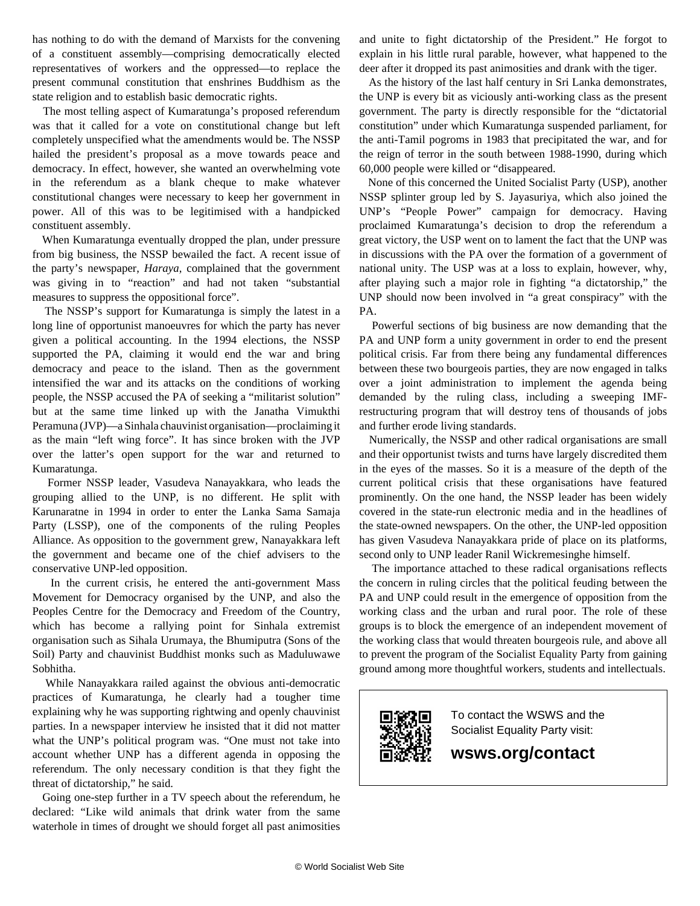has nothing to do with the demand of Marxists for the convening of a constituent assembly—comprising democratically elected representatives of workers and the oppressed—to replace the present communal constitution that enshrines Buddhism as the state religion and to establish basic democratic rights.

The most telling aspect of Kumaratunga's proposed referendum was that it called for a vote on constitutional change but left completely unspecified what the amendments would be. The NSSP hailed the president's proposal as a move towards peace and democracy. In effect, however, she wanted an overwhelming vote in the referendum as a blank cheque to make whatever constitutional changes were necessary to keep her government in power. All of this was to be legitimised with a handpicked constituent assembly.

When Kumaratunga eventually dropped the plan, under pressure from big business, the NSSP bewailed the fact. A recent issue of the party's newspaper, *Haraya*, complained that the government was giving in to "reaction" and had not taken "substantial measures to suppress the oppositional force".

The NSSP's support for Kumaratunga is simply the latest in a long line of opportunist manoeuvres for which the party has never given a political accounting. In the 1994 elections, the NSSP supported the PA, claiming it would end the war and bring democracy and peace to the island. Then as the government intensified the war and its attacks on the conditions of working people, the NSSP accused the PA of seeking a "militarist solution" but at the same time linked up with the Janatha Vimukthi Peramuna (JVP)—a Sinhala chauvinist organisation—proclaiming it as the main "left wing force". It has since broken with the JVP over the latter's open support for the war and returned to Kumaratunga.

Former NSSP leader, Vasudeva Nanayakkara, who leads the grouping allied to the UNP, is no different. He split with Karunaratne in 1994 in order to enter the Lanka Sama Samaja Party (LSSP), one of the components of the ruling Peoples Alliance. As opposition to the government grew, Nanayakkara left the government and became one of the chief advisers to the conservative UNP-led opposition.

In the current crisis, he entered the anti-government Mass Movement for Democracy organised by the UNP, and also the Peoples Centre for the Democracy and Freedom of the Country, which has become a rallying point for Sinhala extremist organisation such as Sihala Urumaya, the Bhumiputra (Sons of the Soil) Party and chauvinist Buddhist monks such as Maduluwawe Sobhitha.

While Nanayakkara railed against the obvious anti-democratic practices of Kumaratunga, he clearly had a tougher time explaining why he was supporting rightwing and openly chauvinist parties. In a newspaper interview he insisted that it did not matter what the UNP's political program was. "One must not take into account whether UNP has a different agenda in opposing the referendum. The only necessary condition is that they fight the threat of dictatorship," he said.

Going one-step further in a TV speech about the referendum, he declared: "Like wild animals that drink water from the same waterhole in times of drought we should forget all past animosities and unite to fight dictatorship of the President." He forgot to explain in his little rural parable, however, what happened to the deer after it dropped its past animosities and drank with the tiger.

As the history of the last half century in Sri Lanka demonstrates, the UNP is every bit as viciously anti-working class as the present government. The party is directly responsible for the "dictatorial constitution" under which Kumaratunga suspended parliament, for the anti-Tamil pogroms in 1983 that precipitated the war, and for the reign of terror in the south between 1988-1990, during which 60,000 people were killed or "disappeared.

None of this concerned the United Socialist Party (USP), another NSSP splinter group led by S. Jayasuriya, which also joined the UNP's "People Power" campaign for democracy. Having proclaimed Kumaratunga's decision to drop the referendum a great victory, the USP went on to lament the fact that the UNP was in discussions with the PA over the formation of a government of national unity. The USP was at a loss to explain, however, why, after playing such a major role in fighting "a dictatorship," the UNP should now been involved in "a great conspiracy" with the PA.

Powerful sections of big business are now demanding that the PA and UNP form a unity government in order to end the present political crisis. Far from there being any fundamental differences between these two bourgeois parties, they are now engaged in talks over a joint administration to implement the agenda being demanded by the ruling class, including a sweeping IMF-restructuring program that will destroy tens of thousands of jobs and further erode living standards.

Numerically, the NSSP and other radical organisations are small and their opportunist twists and turns have largely discredited them in the eyes of the masses. So it is a measure of the depth of the current political crisis that these organisations have featured prominently. On the one hand, the NSSP leader has been widely covered in the state-run electronic media and in the headlines of the state-owned newspapers. On the other, the UNP-led opposition has given Vasudeva Nanayakkara pride of place on its platforms, second only to UNP leader Ranil Wickremesinghe himself.

The importance attached to these radical organisations reflects the concern in ruling circles that the political feuding between the PA and UNP could result in the emergence of opposition from the working class and the urban and rural poor. The role of these groups is to block the emergence of an independent movement of the working class that would threaten bourgeois rule, and above all to prevent the program of the Socialist Equality Party from gaining ground among more thoughtful workers, students and intellectuals.

To contact the WSWS and the Socialist Equality Party visit:

**wsws.org/contact**